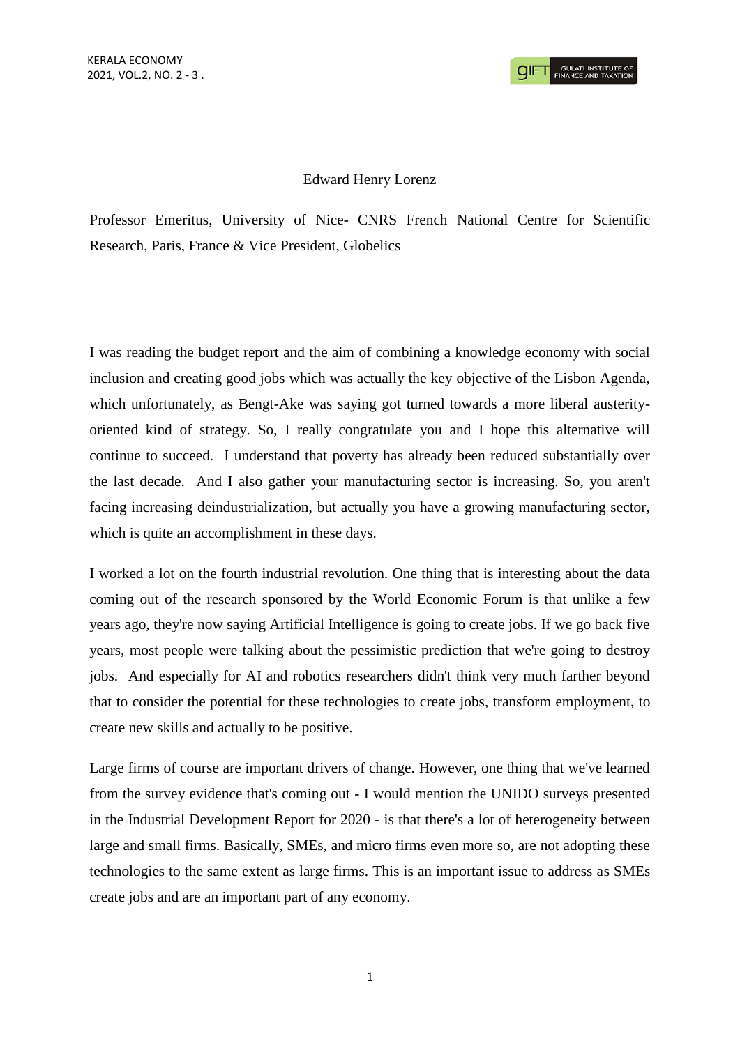Edward Henry Lorenz

Professor Emeritus, University of Nice- CNRS French National Centre for Scientific Research, Paris, France & Vice President, Globelics

I was reading the budget report and the aim of combining a knowledge economy with social inclusion and creating good jobs which was actually the key objective of the Lisbon Agenda, which unfortunately, as Bengt-Ake was saying got turned towards a more liberal austerity-oriented kind of strategy. So, I really congratulate you and I hope this alternative will continue to succeed. I understand that poverty has already been reduced substantially over the last decade. And I also gather your manufacturing sector is increasing. So, you aren't facing increasing deindustrialization, but actually you have a growing manufacturing sector, which is quite an accomplishment in these days.

I worked a lot on the fourth industrial revolution. One thing that is interesting about the data coming out of the research sponsored by the World Economic Forum is that unlike a few years ago, they're now saying Artificial Intelligence is going to create jobs. If we go back five years, most people were talking about the pessimistic prediction that we're going to destroy jobs. And especially for AI and robotics researchers didn't think very much farther beyond that to consider the potential for these technologies to create jobs, transform employment, to create new skills and actually to be positive.

Large firms of course are important drivers of change. However, one thing that we've learned from the survey evidence that's coming out - I would mention the UNIDO surveys presented in the Industrial Development Report for 2020 - is that there's a lot of heterogeneity between large and small firms. Basically, SMEs, and micro firms even more so, are not adopting these technologies to the same extent as large firms. This is an important issue to address as SMEs create jobs and are an important part of any economy.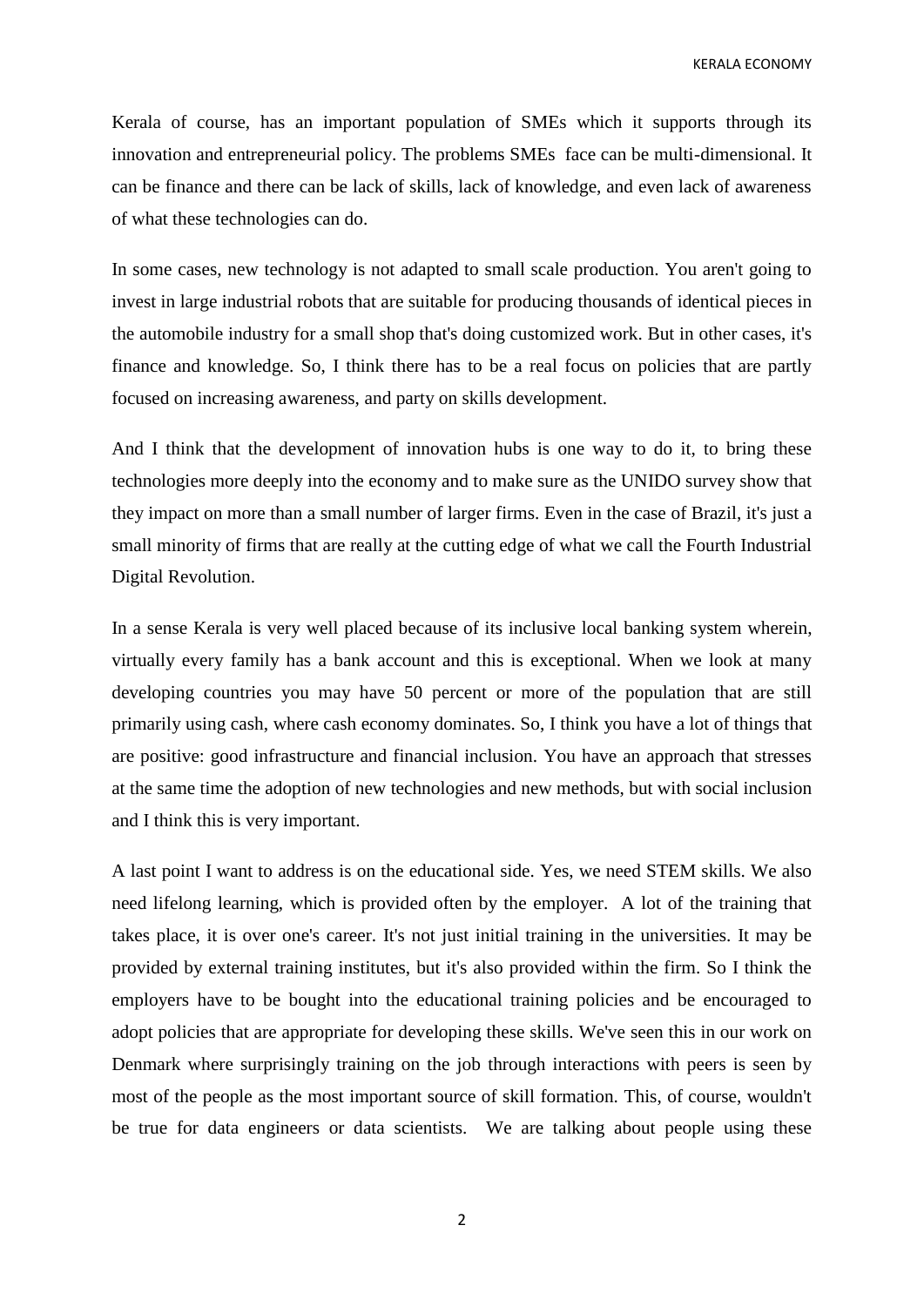Kerala of course, has an important population of SMEs which it supports through its innovation and entrepreneurial policy. The problems SMEs face can be multi-dimensional. It can be finance and there can be lack of skills, lack of knowledge, and even lack of awareness of what these technologies can do.

In some cases, new technology is not adapted to small scale production. You aren't going to invest in large industrial robots that are suitable for producing thousands of identical pieces in the automobile industry for a small shop that's doing customized work. But in other cases, it's finance and knowledge. So, I think there has to be a real focus on policies that are partly focused on increasing awareness, and party on skills development.

And I think that the development of innovation hubs is one way to do it, to bring these technologies more deeply into the economy and to make sure as the UNIDO survey show that they impact on more than a small number of larger firms. Even in the case of Brazil, it's just a small minority of firms that are really at the cutting edge of what we call the Fourth Industrial Digital Revolution.

In a sense Kerala is very well placed because of its inclusive local banking system wherein, virtually every family has a bank account and this is exceptional. When we look at many developing countries you may have 50 percent or more of the population that are still primarily using cash, where cash economy dominates. So, I think you have a lot of things that are positive: good infrastructure and financial inclusion. You have an approach that stresses at the same time the adoption of new technologies and new methods, but with social inclusion and I think this is very important.

A last point I want to address is on the educational side. Yes, we need STEM skills. We also need lifelong learning, which is provided often by the employer. A lot of the training that takes place, it is over one's career. It's not just initial training in the universities. It may be provided by external training institutes, but it's also provided within the firm. So I think the employers have to be bought into the educational training policies and be encouraged to adopt policies that are appropriate for developing these skills. We've seen this in our work on Denmark where surprisingly training on the job through interactions with peers is seen by most of the people as the most important source of skill formation. This, of course, wouldn't be true for data engineers or data scientists. We are talking about people using these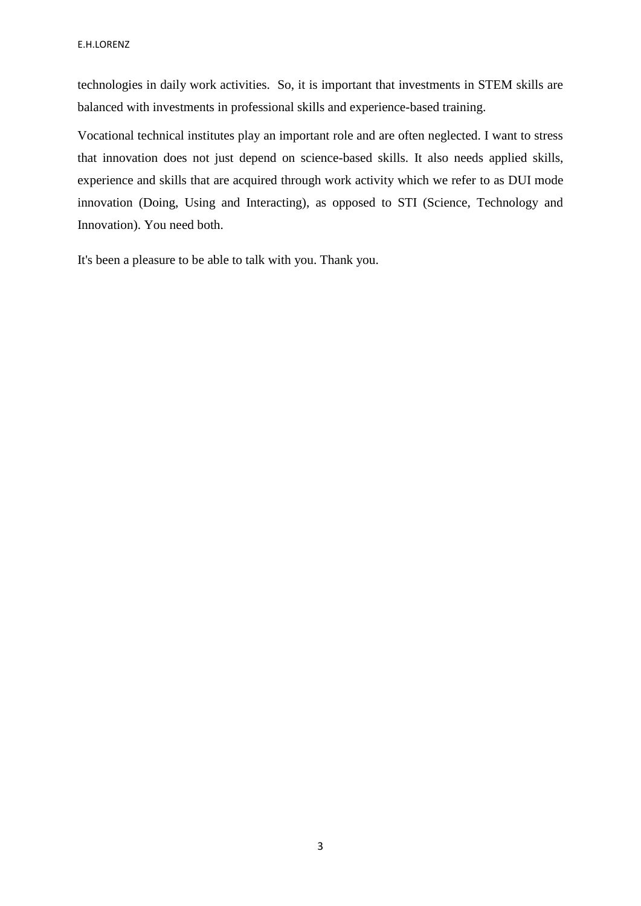technologies in daily work activities. So, it is important that investments in STEM skills are balanced with investments in professional skills and experience-based training.

Vocational technical institutes play an important role and are often neglected. I want to stress that innovation does not just depend on science-based skills. It also needs applied skills, experience and skills that are acquired through work activity which we refer to as DUI mode innovation (Doing, Using and Interacting), as opposed to STI (Science, Technology and Innovation). You need both.

It's been a pleasure to be able to talk with you. Thank you.